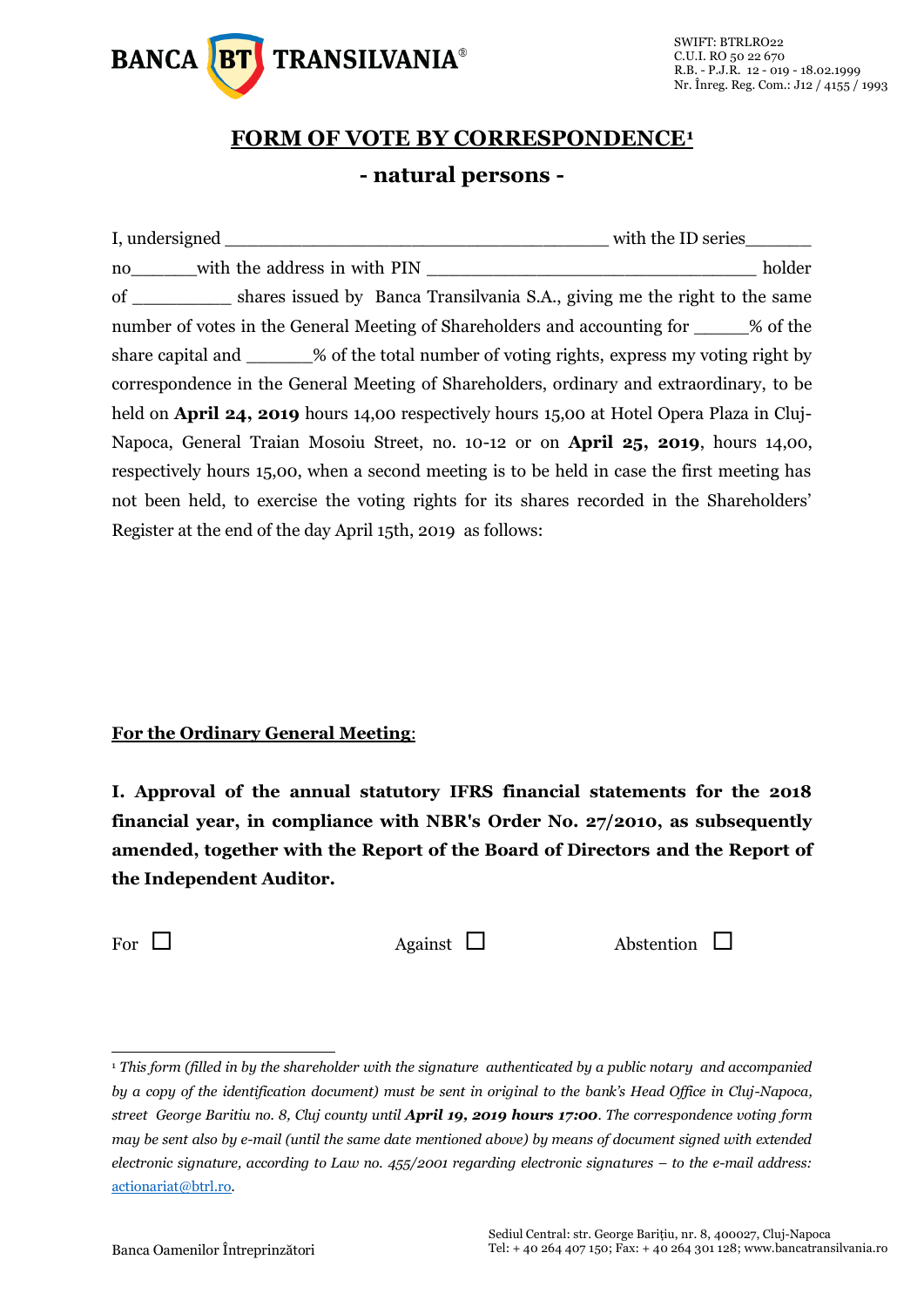# FORM OF VOTE BY CORRESPONDENCE[1]

## - natural persons -

I, undersigned _____________________________________ with the ID series______ no______with the address in with PIN _______________________________ holder of __________ shares issued by Banca Transilvania S.A., giving me the right to the same number of votes in the General Meeting of Shareholders and accounting for _____% of the share capital and ______% of the total number of voting rights, express my voting right by correspondence in the General Meeting of Shareholders, ordinary and extraordinary, to be held on **April 24, 2019** hours 14,00 respectively hours 15,00 at Hotel Opera Plaza in Cluj-Napoca, General Traian Mosoiu Street, no. 10-12 or on **April 25, 2019**, hours 14,00, respectively hours 15,00, when a second meeting is to be held in case the first meeting has not been held, to exercise the voting rights for its shares recorded in the Shareholders' Register at the end of the day April 15th, 2019 as follows:

**For the Ordinary General Meeting**:

**I. Approval of the annual statutory IFRS financial statements for the 2018 financial year, in compliance with NBR's Order No. 27/2010, as subsequently amended, together with the Report of the Board of Directors and the Report of the Independent Auditor.**

For ☐ Against ☐ Abstention ☐

---

[1] *This form (filled in by the shareholder with the signature authenticated by a public notary and accompanied by a copy of the identification document) must be sent in original to the bank's Head Office in Cluj-Napoca, street George Baritiu no. 8, Cluj county until **April 19, 2019 hours 17:00**. The correspondence voting form may be sent also by e-mail (until the same date mentioned above) by means of document signed with extended electronic signature, according to Law no. 455/2001 regarding electronic signatures – to the e-mail address:* actionariat@btrl.ro.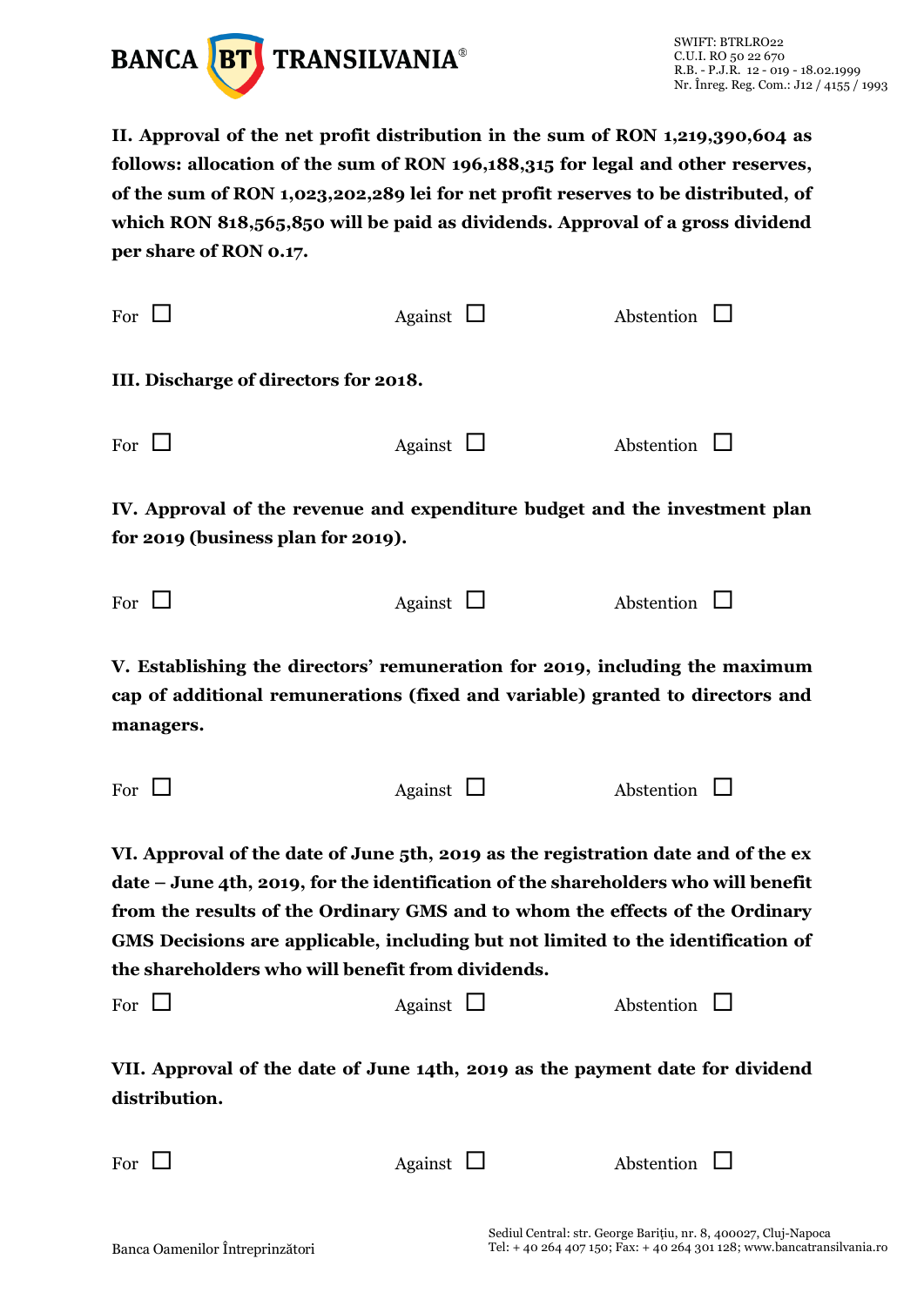**II. Approval of the net profit distribution in the sum of RON 1,219,390,604 as follows: allocation of the sum of RON 196,188,315 for legal and other reserves, of the sum of RON 1,023,202,289 lei for net profit reserves to be distributed, of which RON 818,565,850 will be paid as dividends. Approval of a gross dividend per share of RON 0.17.**

For ☐ Against ☐ Abstention ☐

**III. Discharge of directors for 2018.**

For ☐ Against ☐ Abstention ☐

**IV. Approval of the revenue and expenditure budget and the investment plan for 2019 (business plan for 2019).**

For ☐ Against ☐ Abstention ☐

**V. Establishing the directors' remuneration for 2019, including the maximum cap of additional remunerations (fixed and variable) granted to directors and managers.**

For ☐ Against ☐ Abstention ☐

**VI. Approval of the date of June 5th, 2019 as the registration date and of the ex date – June 4th, 2019, for the identification of the shareholders who will benefit from the results of the Ordinary GMS and to whom the effects of the Ordinary GMS Decisions are applicable, including but not limited to the identification of the shareholders who will benefit from dividends.**

For ☐ Against ☐ Abstention ☐

**VII. Approval of the date of June 14th, 2019 as the payment date for dividend distribution.**

For ☐ Against ☐ Abstention ☐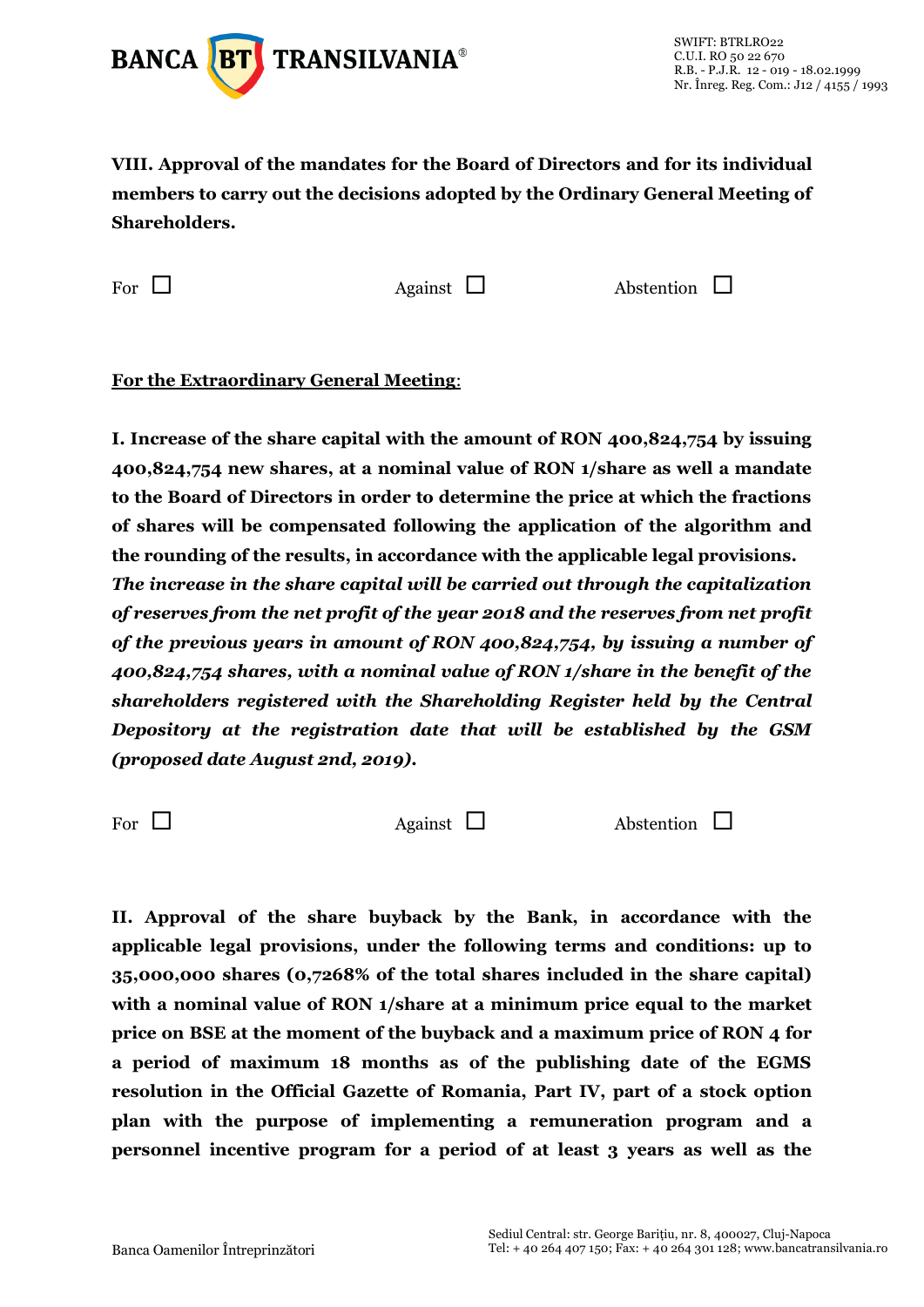**VIII. Approval of the mandates for the Board of Directors and for its individual members to carry out the decisions adopted by the Ordinary General Meeting of Shareholders.**

For ☐ Against ☐ Abstention ☐

**For the Extraordinary General Meeting:**

**I. Increase of the share capital with the amount of RON 400,824,754 by issuing 400,824,754 new shares, at a nominal value of RON 1/share as well a mandate to the Board of Directors in order to determine the price at which the fractions of shares will be compensated following the application of the algorithm and the rounding of the results, in accordance with the applicable legal provisions.**
***The increase in the share capital will be carried out through the capitalization of reserves from the net profit of the year 2018 and the reserves from net profit of the previous years in amount of RON 400,824,754, by issuing a number of 400,824,754 shares, with a nominal value of RON 1/share in the benefit of the shareholders registered with the Shareholding Register held by the Central Depository at the registration date that will be established by the GSM (proposed date August 2nd, 2019).***

For ☐ Against ☐ Abstention ☐

**II. Approval of the share buyback by the Bank, in accordance with the applicable legal provisions, under the following terms and conditions: up to 35,000,000 shares (0,7268% of the total shares included in the share capital) with a nominal value of RON 1/share at a minimum price equal to the market price on BSE at the moment of the buyback and a maximum price of RON 4 for a period of maximum 18 months as of the publishing date of the EGMS resolution in the Official Gazette of Romania, Part IV, part of a stock option plan with the purpose of implementing a remuneration program and a personnel incentive program for a period of at least 3 years as well as the**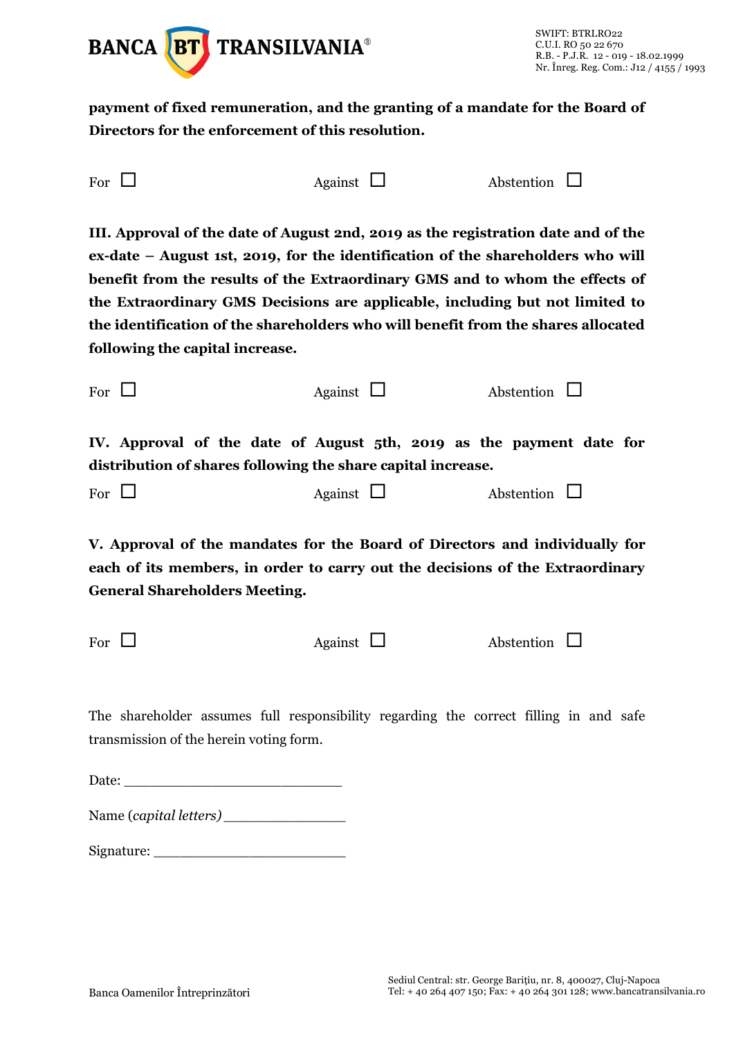**payment of fixed remuneration, and the granting of a mandate for the Board of Directors for the enforcement of this resolution.**

For ☐ Against ☐ Abstention ☐

**III. Approval of the date of August 2nd, 2019 as the registration date and of the ex-date – August 1st, 2019, for the identification of the shareholders who will benefit from the results of the Extraordinary GMS and to whom the effects of the Extraordinary GMS Decisions are applicable, including but not limited to the identification of the shareholders who will benefit from the shares allocated following the capital increase.**

For ☐ Against ☐ Abstention ☐

**IV. Approval of the date of August 5th, 2019 as the payment date for distribution of shares following the share capital increase.**

For ☐ Against ☐ Abstention ☐

**V. Approval of the mandates for the Board of Directors and individually for each of its members, in order to carry out the decisions of the Extraordinary General Shareholders Meeting.**

For ☐ Against ☐ Abstention ☐

The shareholder assumes full responsibility regarding the correct filling in and safe transmission of the herein voting form.

Date: ___________________________

Name (*capital letters*) _______________

Signature: ________________________